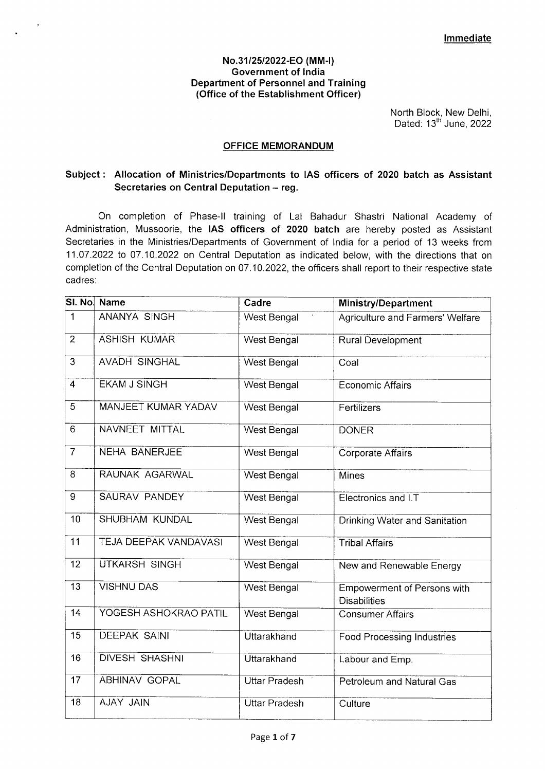**Immediate**

**No.31/25/2022-EO (MM-I)**
**Government of India**
**Department of Personnel and Training**
**(Office of the Establishment Officer)**

North Block, New Delhi,
Dated: 13th June, 2022

**OFFICE MEMORANDUM**

**Subject : Allocation of Ministries/Departments to IAS officers of 2020 batch as Assistant Secretaries on Central Deputation – reg.**

On completion of Phase-II training of Lal Bahadur Shastri National Academy of Administration, Mussoorie, the **IAS officers of 2020 batch** are hereby posted as Assistant Secretaries in the Ministries/Departments of Government of India for a period of 13 weeks from 11.07.2022 to 07.10.2022 on Central Deputation as indicated below, with the directions that on completion of the Central Deputation on 07.10.2022, the officers shall report to their respective state cadres:

| Sl. No. | Name | Cadre | Ministry/Department |
|---|---|---|---|
| 1 | ANANYA SINGH | West Bengal | Agriculture and Farmers' Welfare |
| 2 | ASHISH KUMAR | West Bengal | Rural Development |
| 3 | AVADH SINGHAL | West Bengal | Coal |
| 4 | EKAM J SINGH | West Bengal | Economic Affairs |
| 5 | MANJEET KUMAR YADAV | West Bengal | Fertilizers |
| 6 | NAVNEET MITTAL | West Bengal | DONER |
| 7 | NEHA BANERJEE | West Bengal | Corporate Affairs |
| 8 | RAUNAK AGARWAL | West Bengal | Mines |
| 9 | SAURAV PANDEY | West Bengal | Electronics and I.T |
| 10 | SHUBHAM KUNDAL | West Bengal | Drinking Water and Sanitation |
| 11 | TEJA DEEPAK VANDAVASI | West Bengal | Tribal Affairs |
| 12 | UTKARSH SINGH | West Bengal | New and Renewable Energy |
| 13 | VISHNU DAS | West Bengal | Empowerment of Persons with Disabilities |
| 14 | YOGESH ASHOKRAO PATIL | West Bengal | Consumer Affairs |
| 15 | DEEPAK SAINI | Uttarakhand | Food Processing Industries |
| 16 | DIVESH SHASHNI | Uttarakhand | Labour and Emp. |
| 17 | ABHINAV GOPAL | Uttar Pradesh | Petroleum and Natural Gas |
| 18 | AJAY JAIN | Uttar Pradesh | Culture |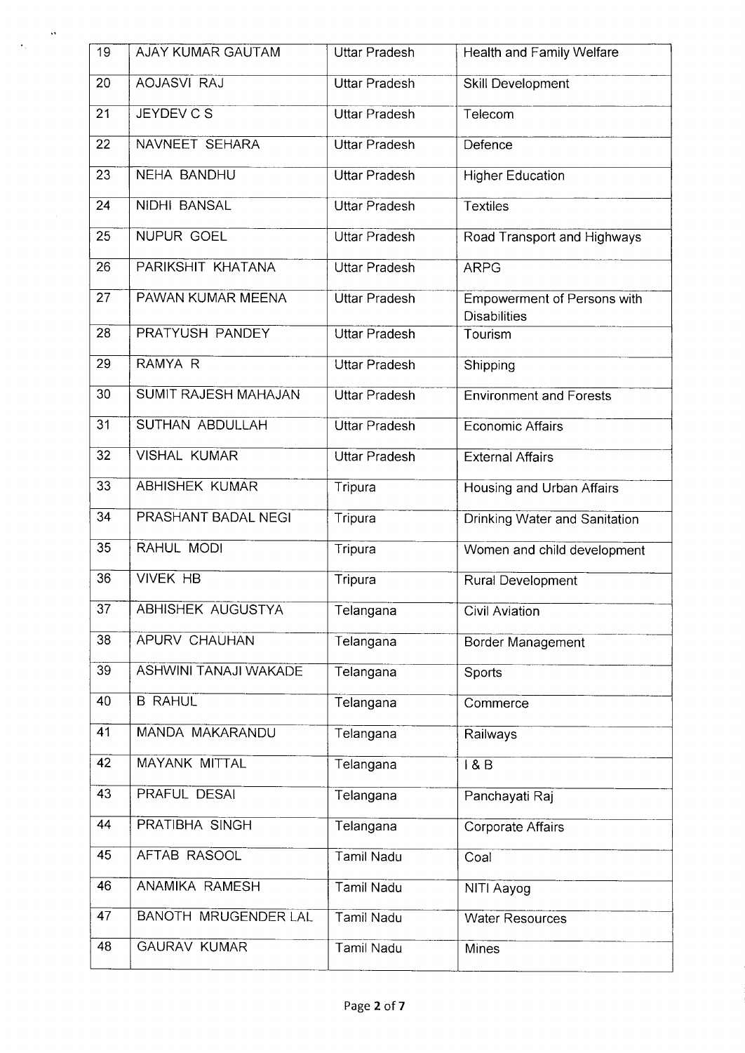| 19 | AJAY KUMAR GAUTAM | Uttar Pradesh | Health and Family Welfare |
|---|---|---|---|
| 20 | AOJASVI RAJ | Uttar Pradesh | Skill Development |
| 21 | JEYDEV C S | Uttar Pradesh | Telecom |
| 22 | NAVNEET SEHARA | Uttar Pradesh | Defence |
| 23 | NEHA BANDHU | Uttar Pradesh | Higher Education |
| 24 | NIDHI BANSAL | Uttar Pradesh | Textiles |
| 25 | NUPUR GOEL | Uttar Pradesh | Road Transport and Highways |
| 26 | PARIKSHIT KHATANA | Uttar Pradesh | ARPG |
| 27 | PAWAN KUMAR MEENA | Uttar Pradesh | Empowerment of Persons with Disabilities |
| 28 | PRATYUSH PANDEY | Uttar Pradesh | Tourism |
| 29 | RAMYA R | Uttar Pradesh | Shipping |
| 30 | SUMIT RAJESH MAHAJAN | Uttar Pradesh | Environment and Forests |
| 31 | SUTHAN ABDULLAH | Uttar Pradesh | Economic Affairs |
| 32 | VISHAL KUMAR | Uttar Pradesh | External Affairs |
| 33 | ABHISHEK KUMAR | Tripura | Housing and Urban Affairs |
| 34 | PRASHANT BADAL NEGI | Tripura | Drinking Water and Sanitation |
| 35 | RAHUL MODI | Tripura | Women and child development |
| 36 | VIVEK HB | Tripura | Rural Development |
| 37 | ABHISHEK AUGUSTYA | Telangana | Civil Aviation |
| 38 | APURV CHAUHAN | Telangana | Border Management |
| 39 | ASHWINI TANAJI WAKADE | Telangana | Sports |
| 40 | B RAHUL | Telangana | Commerce |
| 41 | MANDA MAKARANDU | Telangana | Railways |
| 42 | MAYANK MITTAL | Telangana | I & B |
| 43 | PRAFUL DESAI | Telangana | Panchayati Raj |
| 44 | PRATIBHA SINGH | Telangana | Corporate Affairs |
| 45 | AFTAB RASOOL | Tamil Nadu | Coal |
| 46 | ANAMIKA RAMESH | Tamil Nadu | NITI Aayog |
| 47 | BANOTH MRUGENDER LAL | Tamil Nadu | Water Resources |
| 48 | GAURAV KUMAR | Tamil Nadu | Mines |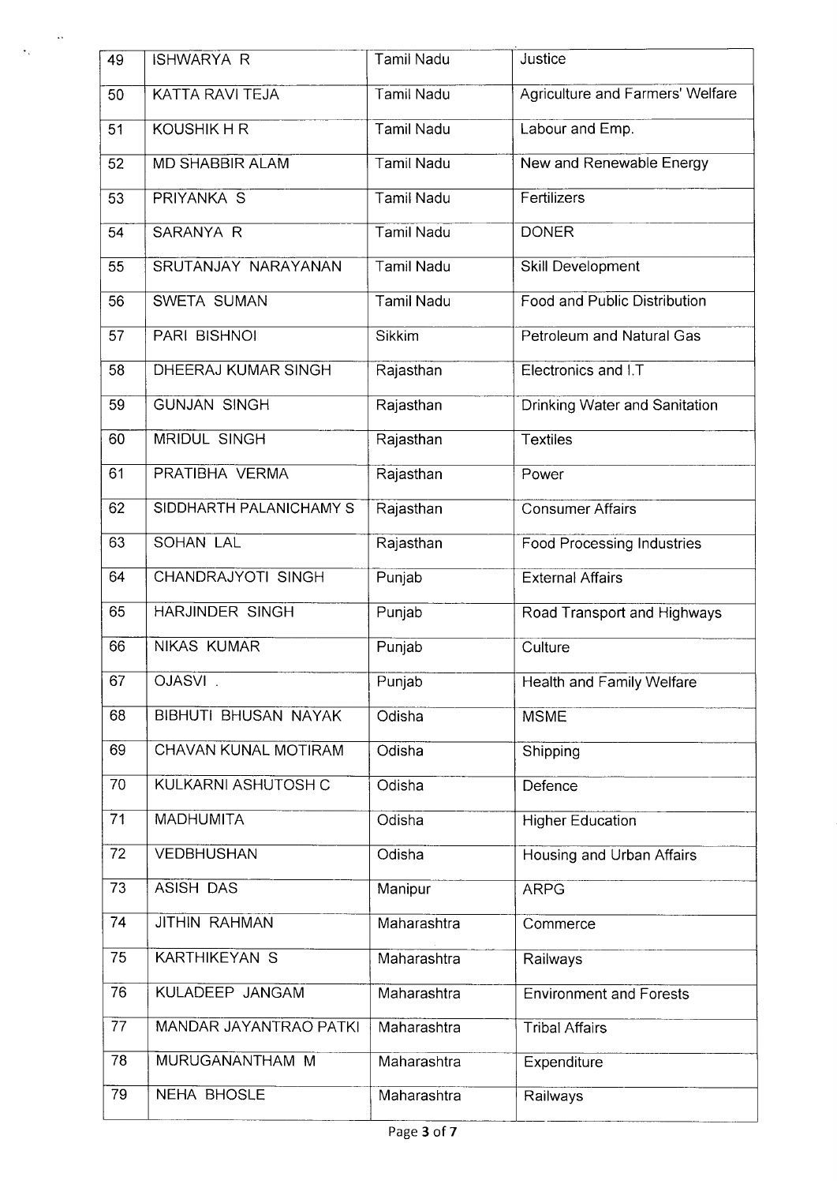| 49 | ISHWARYA R | Tamil Nadu | Justice |
|---|---|---|---|
| 50 | KATTA RAVI TEJA | Tamil Nadu | Agriculture and Farmers' Welfare |
| 51 | KOUSHIK H R | Tamil Nadu | Labour and Emp. |
| 52 | MD SHABBIR ALAM | Tamil Nadu | New and Renewable Energy |
| 53 | PRIYANKA S | Tamil Nadu | Fertilizers |
| 54 | SARANYA R | Tamil Nadu | DONER |
| 55 | SRUTANJAY NARAYANAN | Tamil Nadu | Skill Development |
| 56 | SWETA SUMAN | Tamil Nadu | Food and Public Distribution |
| 57 | PARI BISHNOI | Sikkim | Petroleum and Natural Gas |
| 58 | DHEERAJ KUMAR SINGH | Rajasthan | Electronics and I.T |
| 59 | GUNJAN SINGH | Rajasthan | Drinking Water and Sanitation |
| 60 | MRIDUL SINGH | Rajasthan | Textiles |
| 61 | PRATIBHA VERMA | Rajasthan | Power |
| 62 | SIDDHARTH PALANICHAMY S | Rajasthan | Consumer Affairs |
| 63 | SOHAN LAL | Rajasthan | Food Processing Industries |
| 64 | CHANDRAJYOTI SINGH | Punjab | External Affairs |
| 65 | HARJINDER SINGH | Punjab | Road Transport and Highways |
| 66 | NIKAS KUMAR | Punjab | Culture |
| 67 | OJASVI . | Punjab | Health and Family Welfare |
| 68 | BIBHUTI BHUSAN NAYAK | Odisha | MSME |
| 69 | CHAVAN KUNAL MOTIRAM | Odisha | Shipping |
| 70 | KULKARNI ASHUTOSH C | Odisha | Defence |
| 71 | MADHUMITA | Odisha | Higher Education |
| 72 | VEDBHUSHAN | Odisha | Housing and Urban Affairs |
| 73 | ASISH DAS | Manipur | ARPG |
| 74 | JITHIN RAHMAN | Maharashtra | Commerce |
| 75 | KARTHIKEYAN S | Maharashtra | Railways |
| 76 | KULADEEP JANGAM | Maharashtra | Environment and Forests |
| 77 | MANDAR JAYANTRAO PATKI | Maharashtra | Tribal Affairs |
| 78 | MURUGANANTHAM M | Maharashtra | Expenditure |
| 79 | NEHA BHOSLE | Maharashtra | Railways |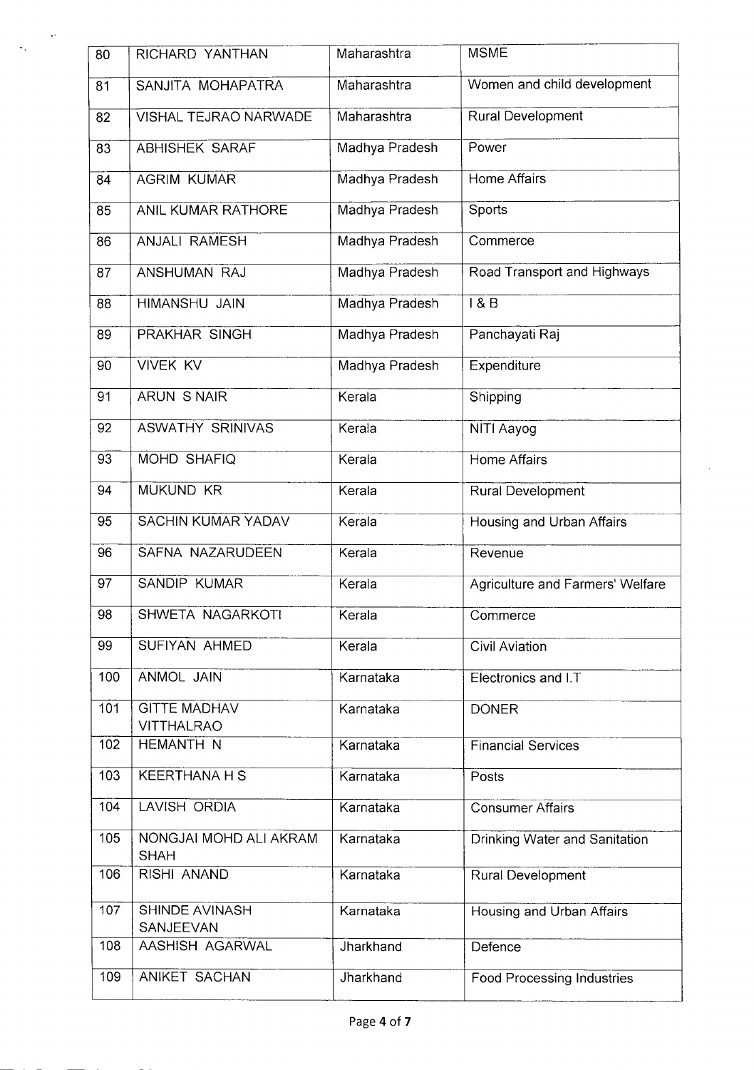| 80 | RICHARD YANTHAN | Maharashtra | MSME |
|---|---|---|---|
| 81 | SANJITA MOHAPATRA | Maharashtra | Women and child development |
| 82 | VISHAL TEJRAO NARWADE | Maharashtra | Rural Development |
| 83 | ABHISHEK SARAF | Madhya Pradesh | Power |
| 84 | AGRIM KUMAR | Madhya Pradesh | Home Affairs |
| 85 | ANIL KUMAR RATHORE | Madhya Pradesh | Sports |
| 86 | ANJALI RAMESH | Madhya Pradesh | Commerce |
| 87 | ANSHUMAN RAJ | Madhya Pradesh | Road Transport and Highways |
| 88 | HIMANSHU JAIN | Madhya Pradesh | I & B |
| 89 | PRAKHAR SINGH | Madhya Pradesh | Panchayati Raj |
| 90 | VIVEK KV | Madhya Pradesh | Expenditure |
| 91 | ARUN S NAIR | Kerala | Shipping |
| 92 | ASWATHY SRINIVAS | Kerala | NITI Aayog |
| 93 | MOHD SHAFIQ | Kerala | Home Affairs |
| 94 | MUKUND KR | Kerala | Rural Development |
| 95 | SACHIN KUMAR YADAV | Kerala | Housing and Urban Affairs |
| 96 | SAFNA NAZARUDEEN | Kerala | Revenue |
| 97 | SANDIP KUMAR | Kerala | Agriculture and Farmers' Welfare |
| 98 | SHWETA NAGARKOTI | Kerala | Commerce |
| 99 | SUFIYAN AHMED | Kerala | Civil Aviation |
| 100 | ANMOL JAIN | Karnataka | Electronics and I.T |
| 101 | GITTE MADHAV VITTHALRAO | Karnataka | DONER |
| 102 | HEMANTH N | Karnataka | Financial Services |
| 103 | KEERTHANA H S | Karnataka | Posts |
| 104 | LAVISH ORDIA | Karnataka | Consumer Affairs |
| 105 | NONGJAI MOHD ALI AKRAM SHAH | Karnataka | Drinking Water and Sanitation |
| 106 | RISHI ANAND | Karnataka | Rural Development |
| 107 | SHINDE AVINASH SANJEEVAN | Karnataka | Housing and Urban Affairs |
| 108 | AASHISH AGARWAL | Jharkhand | Defence |
| 109 | ANIKET SACHAN | Jharkhand | Food Processing Industries |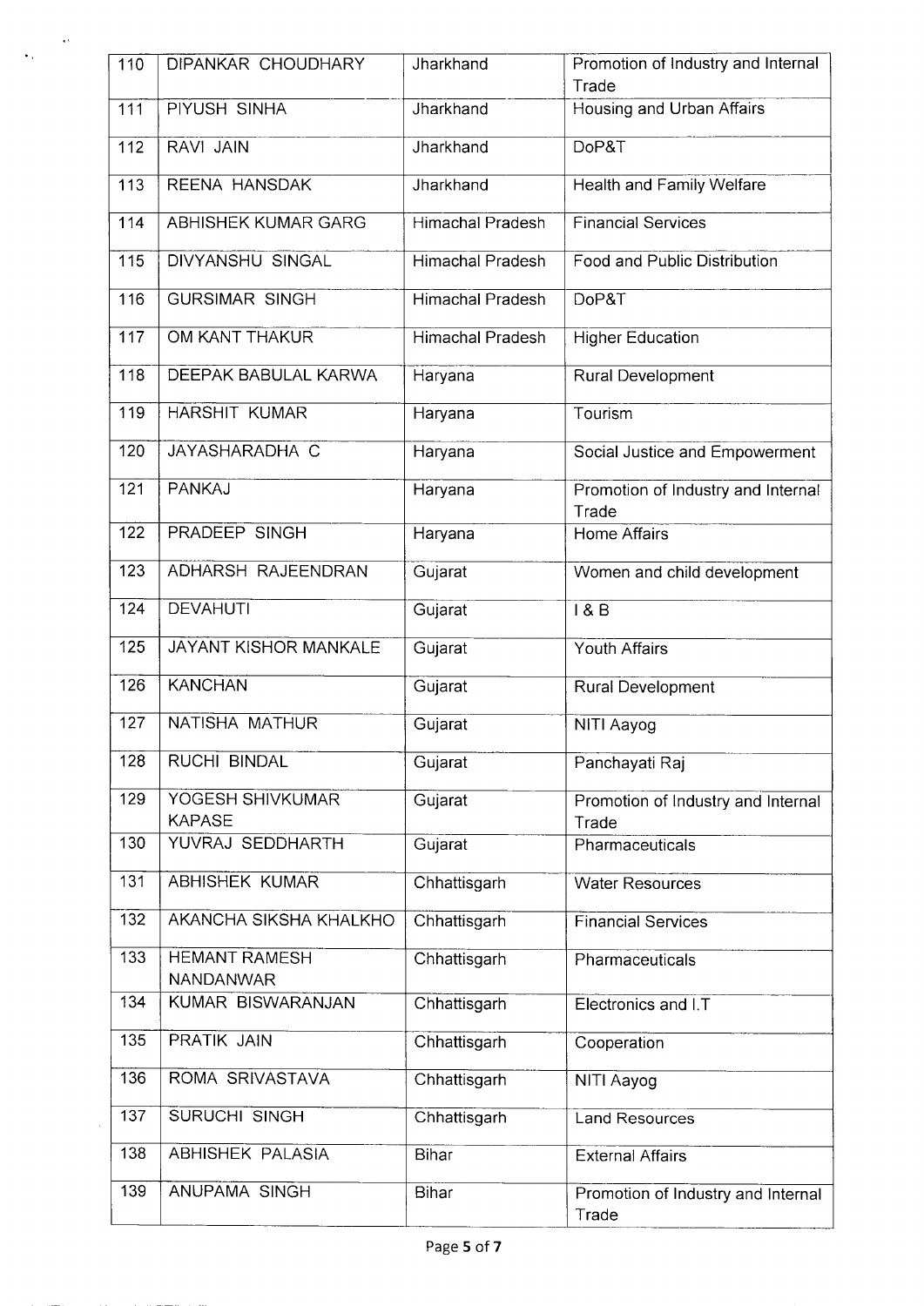| 110 | DIPANKAR CHOUDHARY | Jharkhand | Promotion of Industry and Internal Trade |
|---|---|---|---|
| 111 | PIYUSH SINHA | Jharkhand | Housing and Urban Affairs |
| 112 | RAVI JAIN | Jharkhand | DoP&T |
| 113 | REENA HANSDAK | Jharkhand | Health and Family Welfare |
| 114 | ABHISHEK KUMAR GARG | Himachal Pradesh | Financial Services |
| 115 | DIVYANSHU SINGAL | Himachal Pradesh | Food and Public Distribution |
| 116 | GURSIMAR SINGH | Himachal Pradesh | DoP&T |
| 117 | OM KANT THAKUR | Himachal Pradesh | Higher Education |
| 118 | DEEPAK BABULAL KARWA | Haryana | Rural Development |
| 119 | HARSHIT KUMAR | Haryana | Tourism |
| 120 | JAYASHARADHA C | Haryana | Social Justice and Empowerment |
| 121 | PANKAJ | Haryana | Promotion of Industry and Internal Trade |
| 122 | PRADEEP SINGH | Haryana | Home Affairs |
| 123 | ADHARSH RAJEENDRAN | Gujarat | Women and child development |
| 124 | DEVAHUTI | Gujarat | I & B |
| 125 | JAYANT KISHOR MANKALE | Gujarat | Youth Affairs |
| 126 | KANCHAN | Gujarat | Rural Development |
| 127 | NATISHA MATHUR | Gujarat | NITI Aayog |
| 128 | RUCHI BINDAL | Gujarat | Panchayati Raj |
| 129 | YOGESH SHIVKUMAR KAPASE | Gujarat | Promotion of Industry and Internal Trade |
| 130 | YUVRAJ SEDDHARTH | Gujarat | Pharmaceuticals |
| 131 | ABHISHEK KUMAR | Chhattisgarh | Water Resources |
| 132 | AKANCHA SIKSHA KHALKHO | Chhattisgarh | Financial Services |
| 133 | HEMANT RAMESH NANDANWAR | Chhattisgarh | Pharmaceuticals |
| 134 | KUMAR BISWARANJAN | Chhattisgarh | Electronics and I.T |
| 135 | PRATIK JAIN | Chhattisgarh | Cooperation |
| 136 | ROMA SRIVASTAVA | Chhattisgarh | NITI Aayog |
| 137 | SURUCHI SINGH | Chhattisgarh | Land Resources |
| 138 | ABHISHEK PALASIA | Bihar | External Affairs |
| 139 | ANUPAMA SINGH | Bihar | Promotion of Industry and Internal Trade |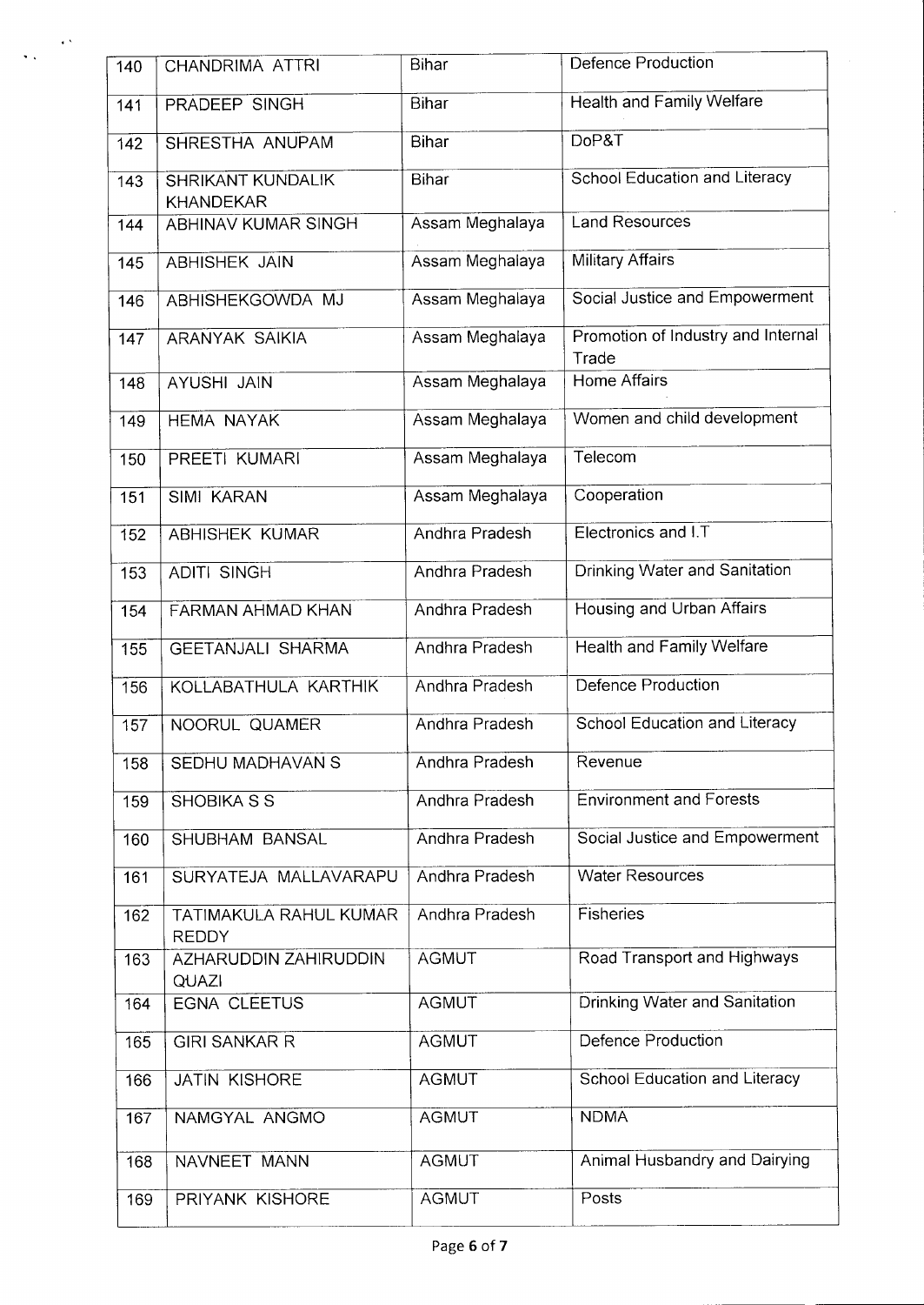| 140 | CHANDRIMA ATTRI | Bihar | Defence Production |
|---|---|---|---|
| 141 | PRADEEP SINGH | Bihar | Health and Family Welfare |
| 142 | SHRESTHA ANUPAM | Bihar | DoP&T |
| 143 | SHRIKANT KUNDALIK KHANDEKAR | Bihar | School Education and Literacy |
| 144 | ABHINAV KUMAR SINGH | Assam Meghalaya | Land Resources |
| 145 | ABHISHEK JAIN | Assam Meghalaya | Military Affairs |
| 146 | ABHISHEKGOWDA MJ | Assam Meghalaya | Social Justice and Empowerment |
| 147 | ARANYAK SAIKIA | Assam Meghalaya | Promotion of Industry and Internal Trade |
| 148 | AYUSHI JAIN | Assam Meghalaya | Home Affairs |
| 149 | HEMA NAYAK | Assam Meghalaya | Women and child development |
| 150 | PREETI KUMARI | Assam Meghalaya | Telecom |
| 151 | SIMI KARAN | Assam Meghalaya | Cooperation |
| 152 | ABHISHEK KUMAR | Andhra Pradesh | Electronics and I.T |
| 153 | ADITI SINGH | Andhra Pradesh | Drinking Water and Sanitation |
| 154 | FARMAN AHMAD KHAN | Andhra Pradesh | Housing and Urban Affairs |
| 155 | GEETANJALI SHARMA | Andhra Pradesh | Health and Family Welfare |
| 156 | KOLLABATHULA KARTHIK | Andhra Pradesh | Defence Production |
| 157 | NOORUL QUAMER | Andhra Pradesh | School Education and Literacy |
| 158 | SEDHU MADHAVAN S | Andhra Pradesh | Revenue |
| 159 | SHOBIKA S S | Andhra Pradesh | Environment and Forests |
| 160 | SHUBHAM BANSAL | Andhra Pradesh | Social Justice and Empowerment |
| 161 | SURYATEJA MALLAVARAPU | Andhra Pradesh | Water Resources |
| 162 | TATIMAKULA RAHUL KUMAR REDDY | Andhra Pradesh | Fisheries |
| 163 | AZHARUDDIN ZAHIRUDDIN QUAZI | AGMUT | Road Transport and Highways |
| 164 | EGNA CLEETUS | AGMUT | Drinking Water and Sanitation |
| 165 | GIRI SANKAR R | AGMUT | Defence Production |
| 166 | JATIN KISHORE | AGMUT | School Education and Literacy |
| 167 | NAMGYAL ANGMO | AGMUT | NDMA |
| 168 | NAVNEET MANN | AGMUT | Animal Husbandry and Dairying |
| 169 | PRIYANK KISHORE | AGMUT | Posts |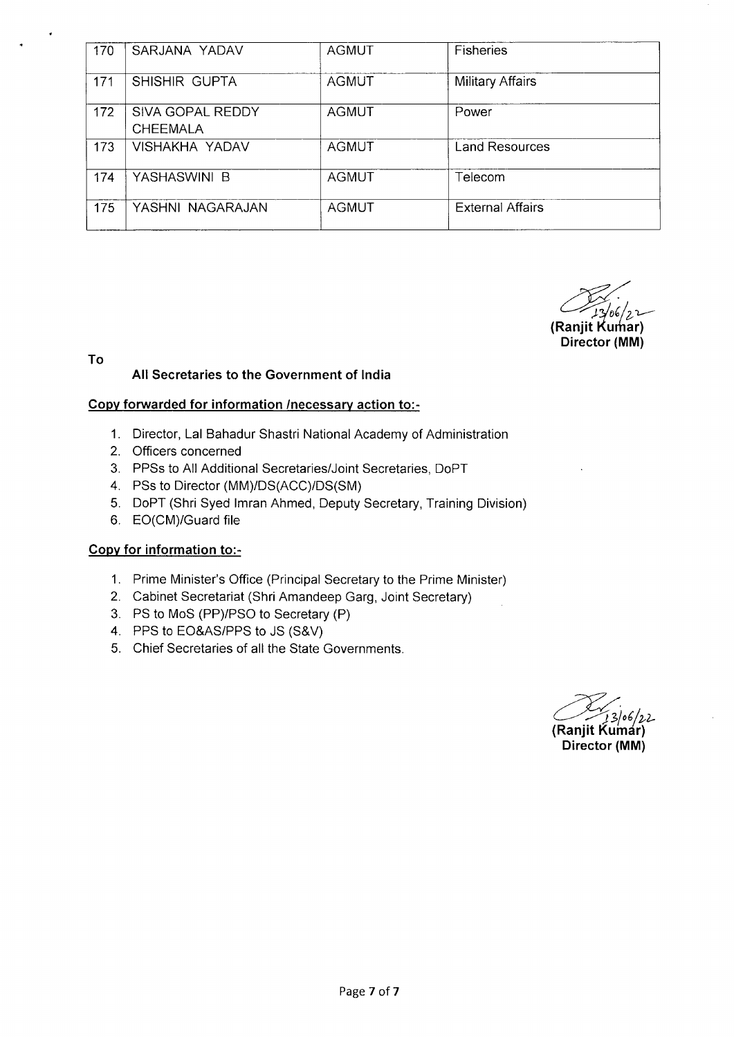| | | | |
|---|---|---|---|
| 170 | SARJANA YADAV | AGMUT | Fisheries |
| 171 | SHISHIR GUPTA | AGMUT | Military Affairs |
| 172 | SIVA GOPAL REDDY CHEEMALA | AGMUT | Power |
| 173 | VISHAKHA YADAV | AGMUT | Land Resources |
| 174 | YASHASWINI B | AGMUT | Telecom |
| 175 | YASHNI NAGARAJAN | AGMUT | External Affairs |

13/06/22
**(Ranjit Kumar)**
**Director (MM)**

**To**

**All Secretaries to the Government of India**

**Copy forwarded for information /necessary action to:-**

1. Director, Lal Bahadur Shastri National Academy of Administration
2. Officers concerned
3. PPSs to All Additional Secretaries/Joint Secretaries, DoPT
4. PSs to Director (MM)/DS(ACC)/DS(SM)
5. DoPT (Shri Syed Imran Ahmed, Deputy Secretary, Training Division)
6. EO(CM)/Guard file

**Copy for information to:-**

1. Prime Minister's Office (Principal Secretary to the Prime Minister)
2. Cabinet Secretariat (Shri Amandeep Garg, Joint Secretary)
3. PS to MoS (PP)/PSO to Secretary (P)
4. PPS to EO&AS/PPS to JS (S&V)
5. Chief Secretaries of all the State Governments.

13/06/22
**(Ranjit Kumar)**
**Director (MM)**